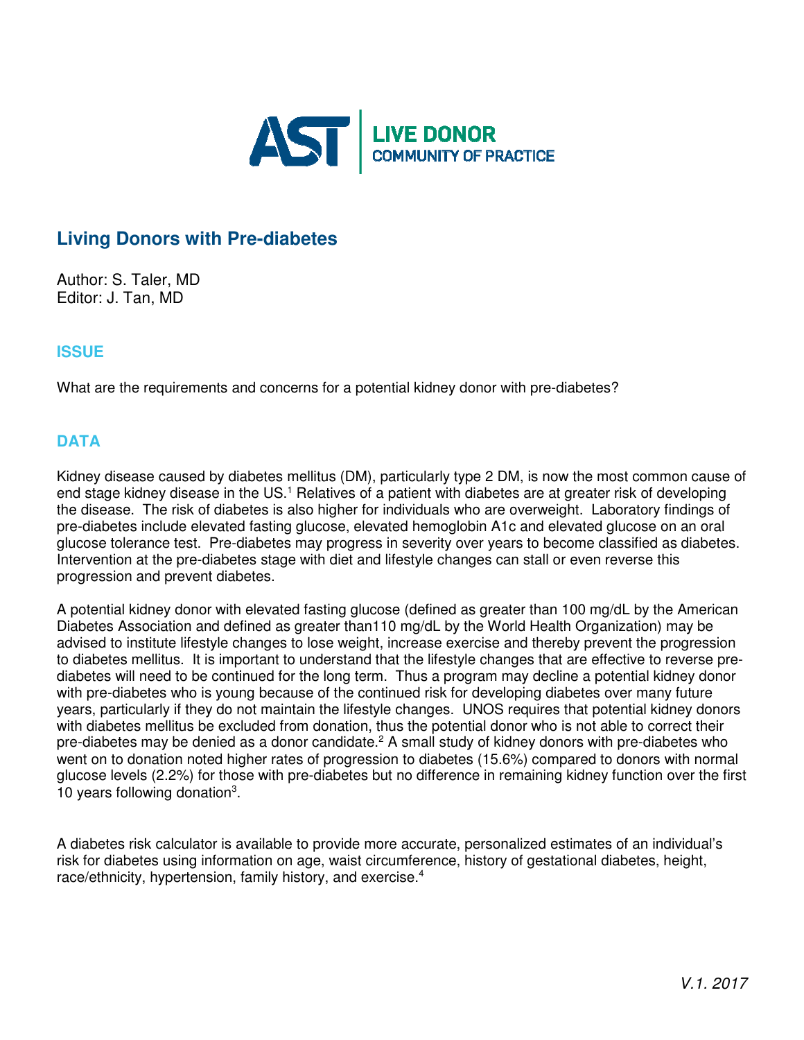AST | LIVE DONOR COMMUNITY OF PRACTICE

# Living Donors with Pre-diabetes

Author: S. Taler, MD
Editor: J. Tan, MD

## ISSUE

What are the requirements and concerns for a potential kidney donor with pre-diabetes?

## DATA

Kidney disease caused by diabetes mellitus (DM), particularly type 2 DM, is now the most common cause of end stage kidney disease in the US.[1] Relatives of a patient with diabetes are at greater risk of developing the disease. The risk of diabetes is also higher for individuals who are overweight. Laboratory findings of pre-diabetes include elevated fasting glucose, elevated hemoglobin A1c and elevated glucose on an oral glucose tolerance test. Pre-diabetes may progress in severity over years to become classified as diabetes. Intervention at the pre-diabetes stage with diet and lifestyle changes can stall or even reverse this progression and prevent diabetes.

A potential kidney donor with elevated fasting glucose (defined as greater than 100 mg/dL by the American Diabetes Association and defined as greater than110 mg/dL by the World Health Organization) may be advised to institute lifestyle changes to lose weight, increase exercise and thereby prevent the progression to diabetes mellitus. It is important to understand that the lifestyle changes that are effective to reverse pre-diabetes will need to be continued for the long term. Thus a program may decline a potential kidney donor with pre-diabetes who is young because of the continued risk for developing diabetes over many future years, particularly if they do not maintain the lifestyle changes. UNOS requires that potential kidney donors with diabetes mellitus be excluded from donation, thus the potential donor who is not able to correct their pre-diabetes may be denied as a donor candidate.[2] A small study of kidney donors with pre-diabetes who went on to donation noted higher rates of progression to diabetes (15.6%) compared to donors with normal glucose levels (2.2%) for those with pre-diabetes but no difference in remaining kidney function over the first 10 years following donation[3].

A diabetes risk calculator is available to provide more accurate, personalized estimates of an individual's risk for diabetes using information on age, waist circumference, history of gestational diabetes, height, race/ethnicity, hypertension, family history, and exercise.[4]

*V.1. 2017*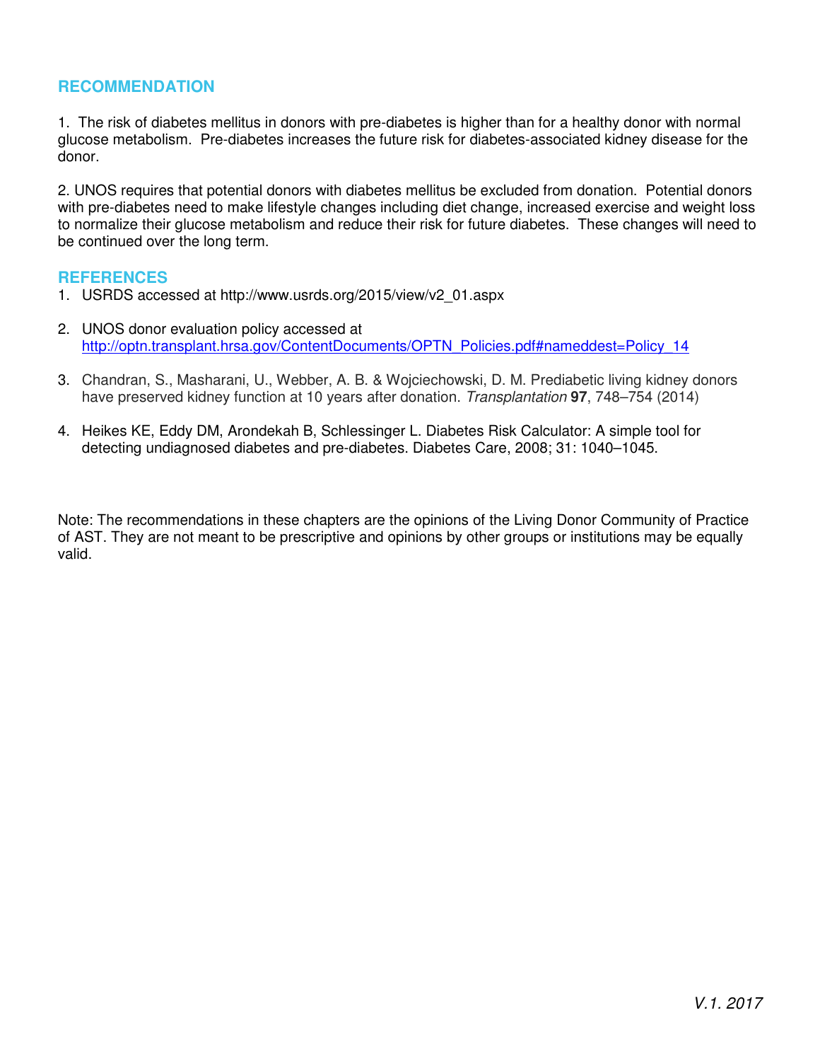## RECOMMENDATION

1. The risk of diabetes mellitus in donors with pre-diabetes is higher than for a healthy donor with normal glucose metabolism. Pre-diabetes increases the future risk for diabetes-associated kidney disease for the donor.

2. UNOS requires that potential donors with diabetes mellitus be excluded from donation. Potential donors with pre-diabetes need to make lifestyle changes including diet change, increased exercise and weight loss to normalize their glucose metabolism and reduce their risk for future diabetes. These changes will need to be continued over the long term.

## REFERENCES

1. USRDS accessed at http://www.usrds.org/2015/view/v2_01.aspx
2. UNOS donor evaluation policy accessed at http://optn.transplant.hrsa.gov/ContentDocuments/OPTN_Policies.pdf#nameddest=Policy_14
3. Chandran, S., Masharani, U., Webber, A. B. & Wojciechowski, D. M. Prediabetic living kidney donors have preserved kidney function at 10 years after donation. *Transplantation* **97**, 748–754 (2014)
4. Heikes KE, Eddy DM, Arondekah B, Schlessinger L. Diabetes Risk Calculator: A simple tool for detecting undiagnosed diabetes and pre-diabetes. Diabetes Care, 2008; 31: 1040–1045.

Note: The recommendations in these chapters are the opinions of the Living Donor Community of Practice of AST. They are not meant to be prescriptive and opinions by other groups or institutions may be equally valid.

*V.1. 2017*